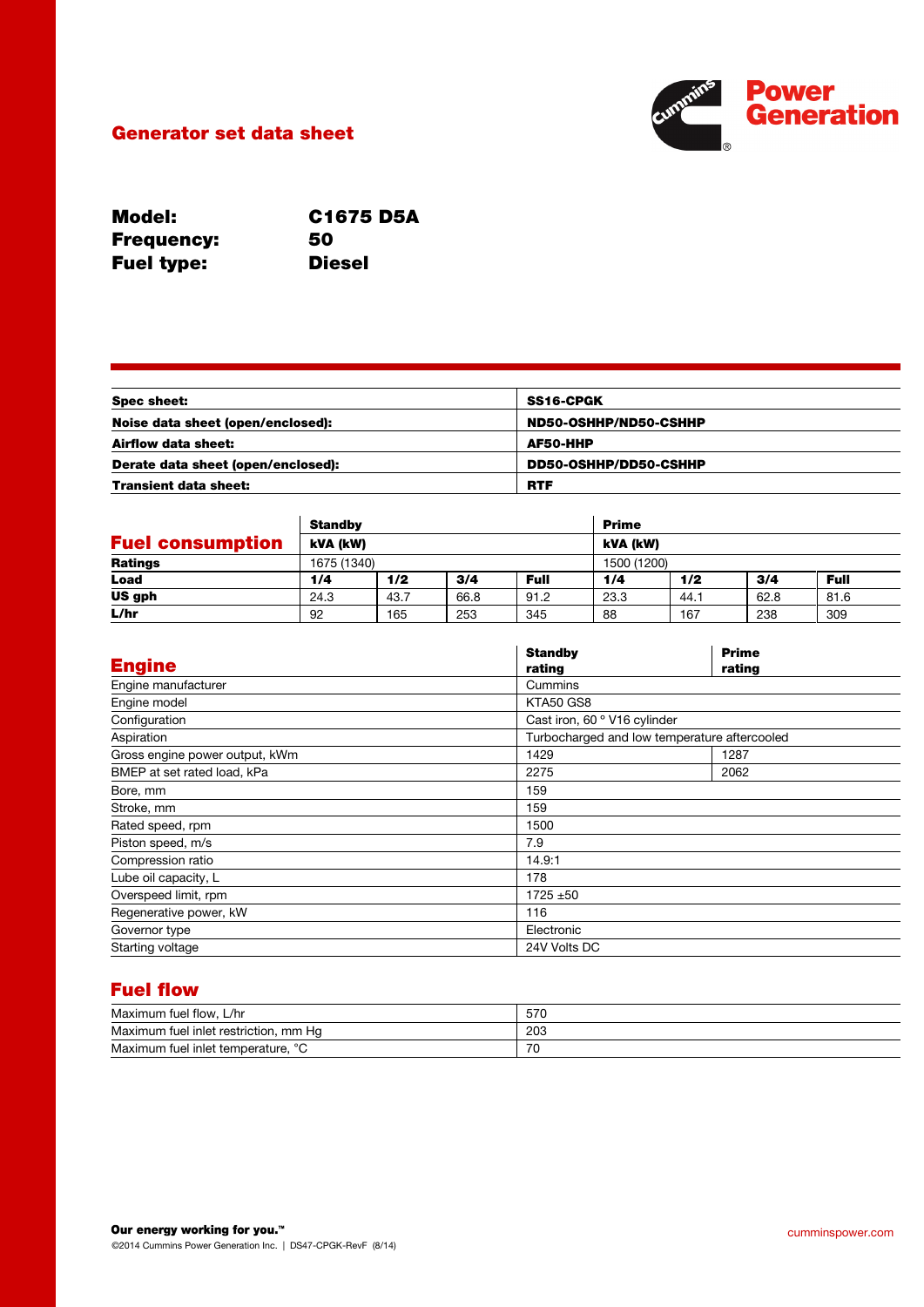# Generator set data sheet

**Model:** C1675 D5A
**Frequency:** 50
**Fuel type:** Diesel

| | |
|---|---|
| **Spec sheet:** | **SS16-CPGK** |
| **Noise data sheet (open/enclosed):** | **ND50-OSHHP/ND50-CSHHP** |
| **Airflow data sheet:** | **AF50-HHP** |
| **Derate data sheet (open/enclosed):** | **DD50-OSHHP/DD50-CSHHP** |
| **Transient data sheet:** | **RTF** |

## Fuel consumption

| | **Standby** | | | | **Prime** | | | |
|---|---|---|---|---|---|---|---|---|
| | **kVA (kW)** | | | | **kVA (kW)** | | | |
| **Ratings** | 1675 (1340) | | | | 1500 (1200) | | | |
| **Load** | **1/4** | **1/2** | **3/4** | **Full** | **1/4** | **1/2** | **3/4** | **Full** |
| **US gph** | 24.3 | 43.7 | 66.8 | 91.2 | 23.3 | 44.1 | 62.8 | 81.6 |
| **L/hr** | 92 | 165 | 253 | 345 | 88 | 167 | 238 | 309 |

## Engine

| | **Standby rating** | **Prime rating** |
|---|---|---|
| Engine manufacturer | Cummins | |
| Engine model | KTA50 GS8 | |
| Configuration | Cast iron, 60 ° V16 cylinder | |
| Aspiration | Turbocharged and low temperature aftercooled | |
| Gross engine power output, kWm | 1429 | 1287 |
| BMEP at set rated load, kPa | 2275 | 2062 |
| Bore, mm | 159 | |
| Stroke, mm | 159 | |
| Rated speed, rpm | 1500 | |
| Piston speed, m/s | 7.9 | |
| Compression ratio | 14.9:1 | |
| Lube oil capacity, L | 178 | |
| Overspeed limit, rpm | 1725 ±50 | |
| Regenerative power, kW | 116 | |
| Governor type | Electronic | |
| Starting voltage | 24V Volts DC | |

## Fuel flow

| | |
|---|---|
| Maximum fuel flow, L/hr | 570 |
| Maximum fuel inlet restriction, mm Hg | 203 |
| Maximum fuel inlet temperature, °C | 70 |

**Our energy working for you.™**

©2014 Cummins Power Generation Inc. | DS47-CPGK-RevF (8/14)

cumminspower.com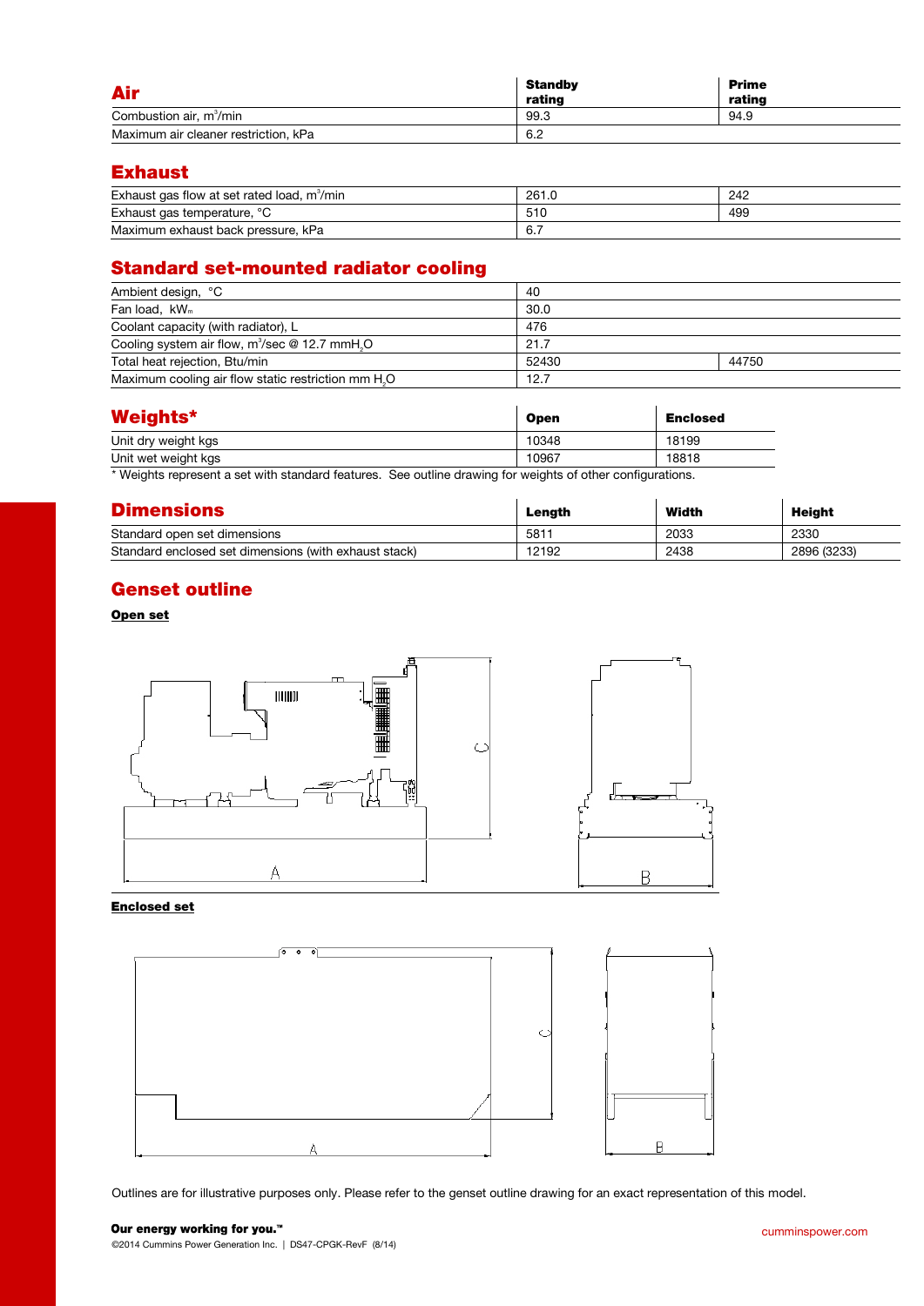## Air

| Air | Standby rating | Prime rating |
|---|---|---|
| Combustion air, $m^3$/min | 99.3 | 94.9 |
| Maximum air cleaner restriction, kPa | 6.2 | |

## Exhaust

| | | |
|---|---|---|
| Exhaust gas flow at set rated load, $m^3$/min | 261.0 | 242 |
| Exhaust gas temperature, °C | 510 | 499 |
| Maximum exhaust back pressure, kPa | 6.7 | |

## Standard set-mounted radiator cooling

| | | |
|---|---|---|
| Ambient design, °C | 40 | |
| Fan load, $kW_m$ | 30.0 | |
| Coolant capacity (with radiator), L | 476 | |
| Cooling system air flow, $m^3$/sec @ 12.7 mm$H_2O$ | 21.7 | |
| Total heat rejection, Btu/min | 52430 | 44750 |
| Maximum cooling air flow static restriction mm $H_2O$ | 12.7 | |

## Weights*

| Weights* | Open | Enclosed |
|---|---|---|
| Unit dry weight kgs | 10348 | 18199 |
| Unit wet weight kgs | 10967 | 18818 |

* Weights represent a set with standard features. See outline drawing for weights of other configurations.

## Dimensions

| Dimensions | Length | Width | Height |
|---|---|---|---|
| Standard open set dimensions | 5811 | 2033 | 2330 |
| Standard enclosed set dimensions (with exhaust stack) | 12192 | 2438 | 2896 (3233) |

## Genset outline

**Open set**

**Enclosed set**

Outlines are for illustrative purposes only. Please refer to the genset outline drawing for an exact representation of this model.

**Our energy working for you.™**

©2014 Cummins Power Generation Inc. | DS47-CPGK-RevF (8/14)

cumminspower.com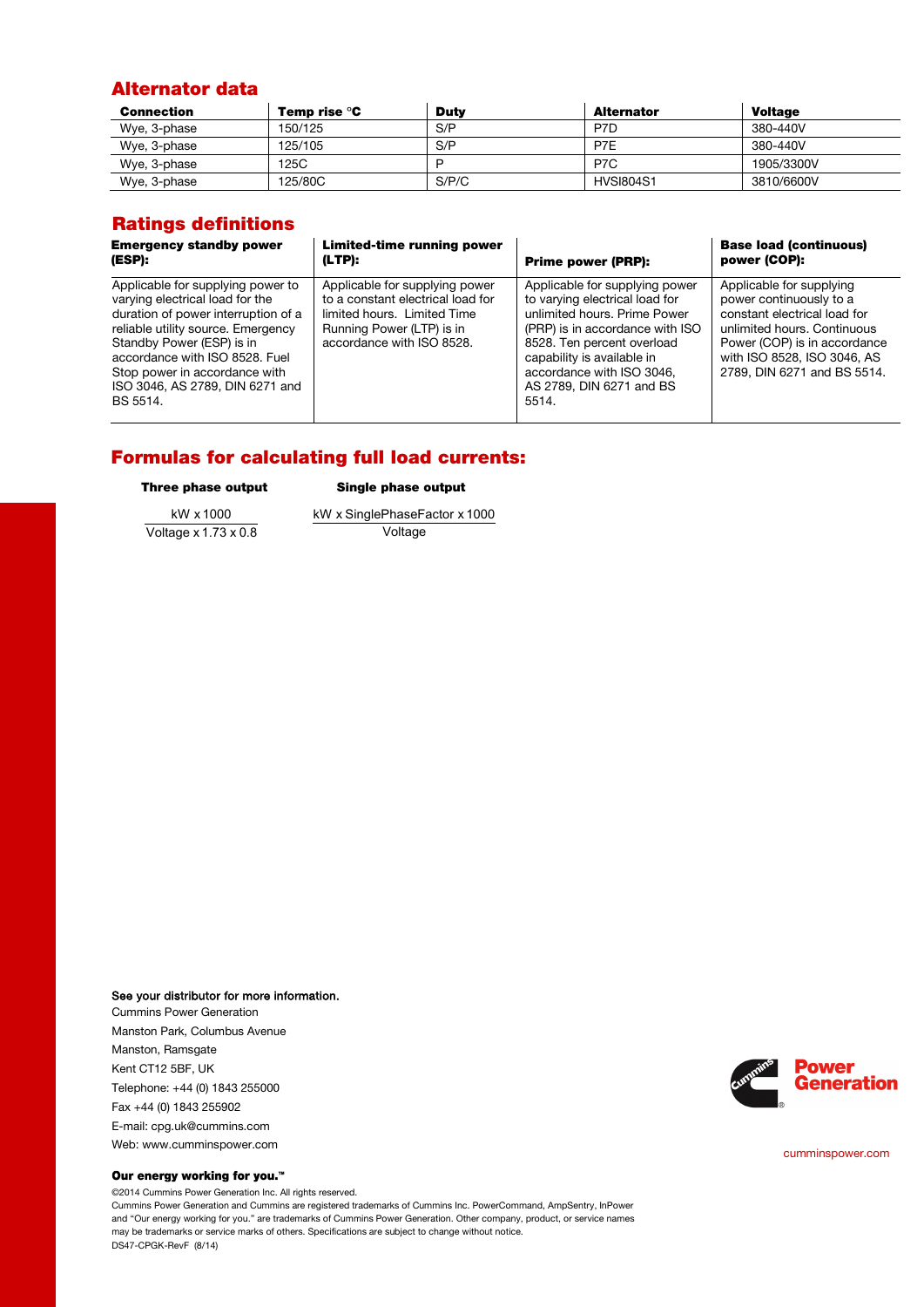## Alternator data

| Connection | Temp rise °C | Duty | Alternator | Voltage |
|---|---|---|---|---|
| Wye, 3-phase | 150/125 | S/P | P7D | 380-440V |
| Wye, 3-phase | 125/105 | S/P | P7E | 380-440V |
| Wye, 3-phase | 125C | P | P7C | 1905/3300V |
| Wye, 3-phase | 125/80C | S/P/C | HVSI804S1 | 3810/6600V |

## Ratings definitions

| Emergency standby power (ESP): | Limited-time running power (LTP): | Prime power (PRP): | Base load (continuous) power (COP): |
|---|---|---|---|
| Applicable for supplying power to varying electrical load for the duration of power interruption of a reliable utility source. Emergency Standby Power (ESP) is in accordance with ISO 8528. Fuel Stop power in accordance with ISO 3046, AS 2789, DIN 6271 and BS 5514. | Applicable for supplying power to a constant electrical load for limited hours. Limited Time Running Power (LTP) is in accordance with ISO 8528. | Applicable for supplying power to varying electrical load for unlimited hours. Prime Power (PRP) is in accordance with ISO 8528. Ten percent overload capability is available in accordance with ISO 3046, AS 2789, DIN 6271 and BS 5514. | Applicable for supplying power continuously to a constant electrical load for unlimited hours. Continuous Power (COP) is in accordance with ISO 8528, ISO 3046, AS 2789, DIN 6271 and BS 5514. |

## Formulas for calculating full load currents:

**Three phase output**

$$\frac{\text{kW} \times 1000}{\text{Voltage} \times 1.73 \times 0.8}$$

**Single phase output**

$$\frac{\text{kW} \times \text{SinglePhaseFactor} \times 1000}{\text{Voltage}}$$

**See your distributor for more information.**

Cummins Power Generation
Manston Park, Columbus Avenue
Manston, Ramsgate
Kent CT12 5BF, UK
Telephone: +44 (0) 1843 255000
Fax +44 (0) 1843 255902
E-mail: cpg.uk@cummins.com
Web: www.cumminspower.com

Power Generation

cumminspower.com

**Our energy working for you.™**

©2014 Cummins Power Generation Inc. All rights reserved.
Cummins Power Generation and Cummins are registered trademarks of Cummins Inc. PowerCommand, AmpSentry, InPower and "Our energy working for you." are trademarks of Cummins Power Generation. Other company, product, or service names may be trademarks or service marks of others. Specifications are subject to change without notice.
DS47-CPGK-RevF (8/14)